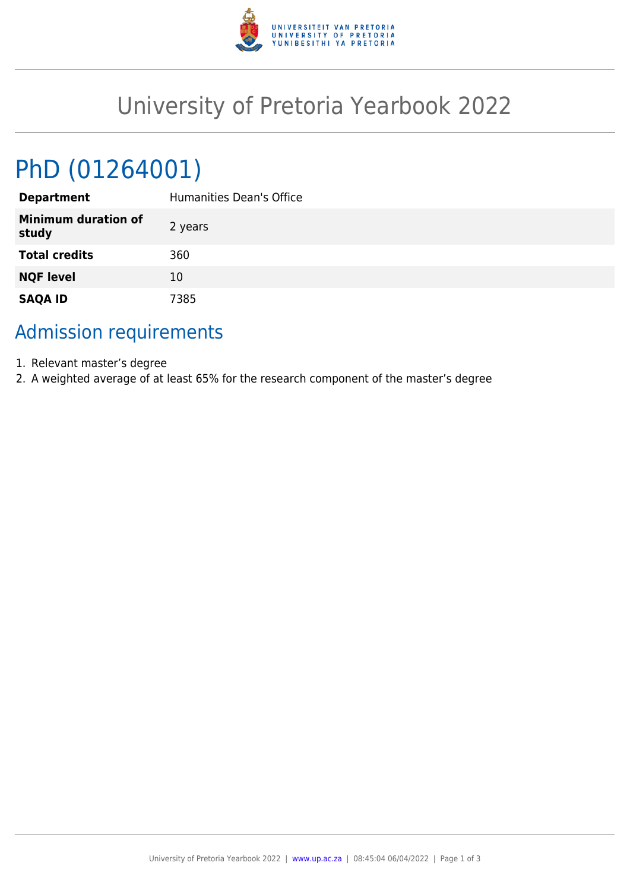# University of Pretoria Yearbook 2022

## PhD (01264001)

| | |
|---|---|
| **Department** | Humanities Dean's Office |
| **Minimum duration of study** | 2 years |
| **Total credits** | 360 |
| **NQF level** | 10 |
| **SAQA ID** | 7385 |

## Admission requirements

1. Relevant master’s degree
2. A weighted average of at least 65% for the research component of the master’s degree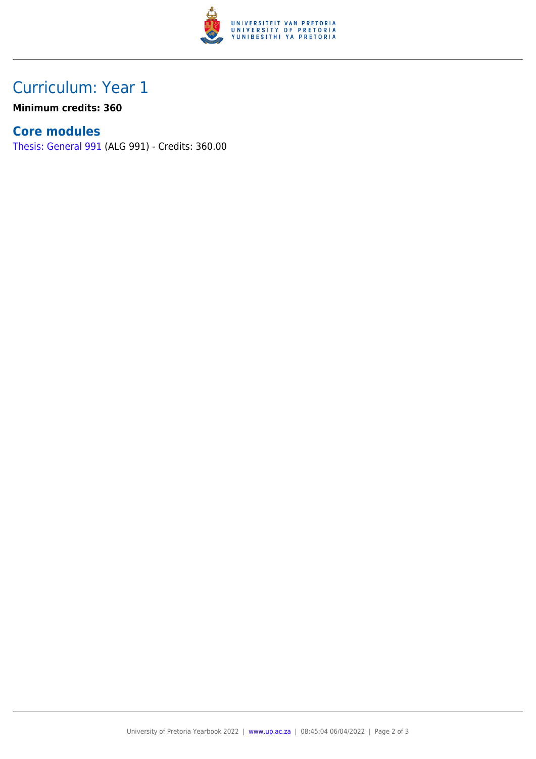## Curriculum: Year 1

**Minimum credits: 360**

### Core modules

Thesis: General 991 (ALG 991) - Credits: 360.00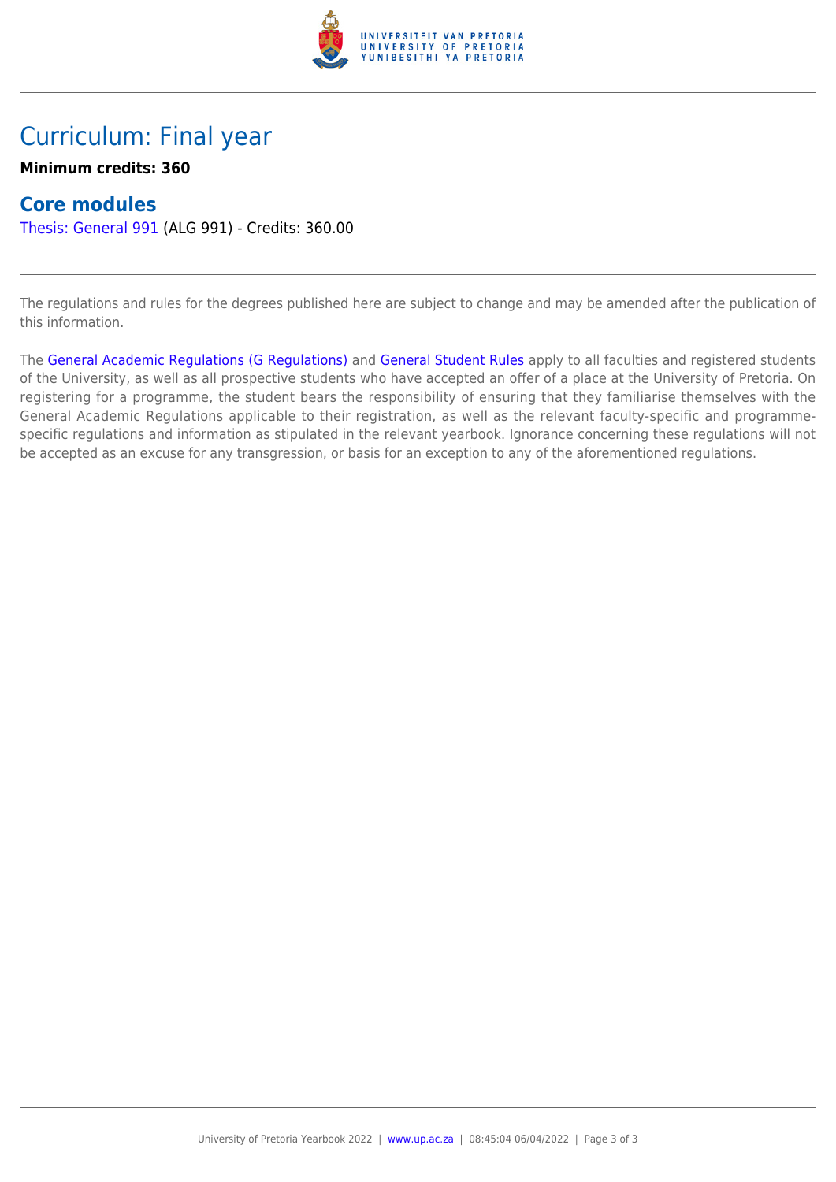## Curriculum: Final year

**Minimum credits: 360**

### Core modules

Thesis: General 991 (ALG 991) - Credits: 360.00

The regulations and rules for the degrees published here are subject to change and may be amended after the publication of this information.

The General Academic Regulations (G Regulations) and General Student Rules apply to all faculties and registered students of the University, as well as all prospective students who have accepted an offer of a place at the University of Pretoria. On registering for a programme, the student bears the responsibility of ensuring that they familiarise themselves with the General Academic Regulations applicable to their registration, as well as the relevant faculty-specific and programme-specific regulations and information as stipulated in the relevant yearbook. Ignorance concerning these regulations will not be accepted as an excuse for any transgression, or basis for an exception to any of the aforementioned regulations.